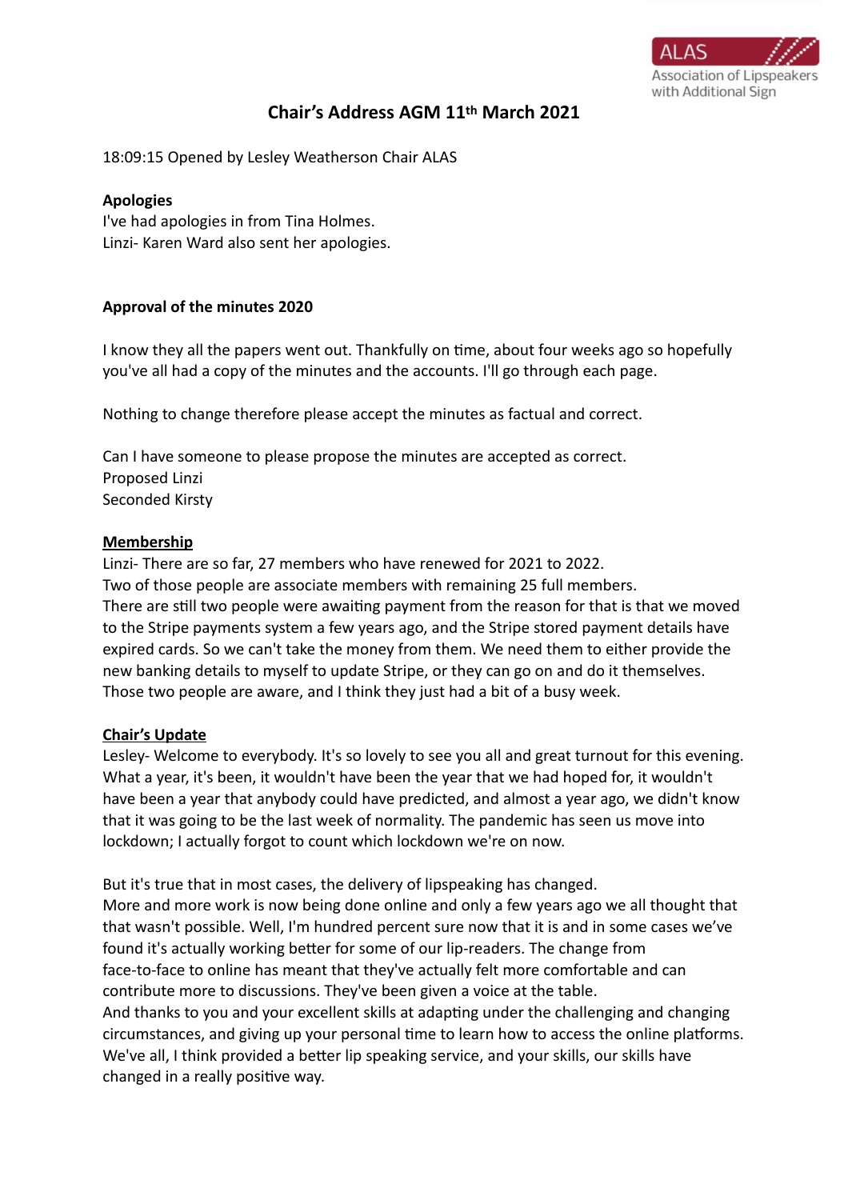ALAS
Association of Lipspeakers with Additional Sign

# Chair's Address AGM 11th March 2021

18:09:15 Opened by Lesley Weatherson Chair ALAS

**Apologies**
I've had apologies in from Tina Holmes.
Linzi- Karen Ward also sent her apologies.

**Approval of the minutes 2020**

I know they all the papers went out. Thankfully on time, about four weeks ago so hopefully you've all had a copy of the minutes and the accounts. I'll go through each page.

Nothing to change therefore please accept the minutes as factual and correct.

Can I have someone to please propose the minutes are accepted as correct.
Proposed Linzi
Seconded Kirsty

**Membership**
Linzi- There are so far, 27 members who have renewed for 2021 to 2022.
Two of those people are associate members with remaining 25 full members.
There are still two people were awaiting payment from the reason for that is that we moved to the Stripe payments system a few years ago, and the Stripe stored payment details have expired cards. So we can't take the money from them. We need them to either provide the new banking details to myself to update Stripe, or they can go on and do it themselves. Those two people are aware, and I think they just had a bit of a busy week.

**Chair's Update**
Lesley- Welcome to everybody. It's so lovely to see you all and great turnout for this evening. What a year, it's been, it wouldn't have been the year that we had hoped for, it wouldn't have been a year that anybody could have predicted, and almost a year ago, we didn't know that it was going to be the last week of normality. The pandemic has seen us move into lockdown; I actually forgot to count which lockdown we're on now.

But it's true that in most cases, the delivery of lipspeaking has changed.
More and more work is now being done online and only a few years ago we all thought that that wasn't possible. Well, I'm hundred percent sure now that it is and in some cases we've found it's actually working better for some of our lip-readers. The change from face-to-face to online has meant that they've actually felt more comfortable and can contribute more to discussions. They've been given a voice at the table.
And thanks to you and your excellent skills at adapting under the challenging and changing circumstances, and giving up your personal time to learn how to access the online platforms. We've all, I think provided a better lip speaking service, and your skills, our skills have changed in a really positive way.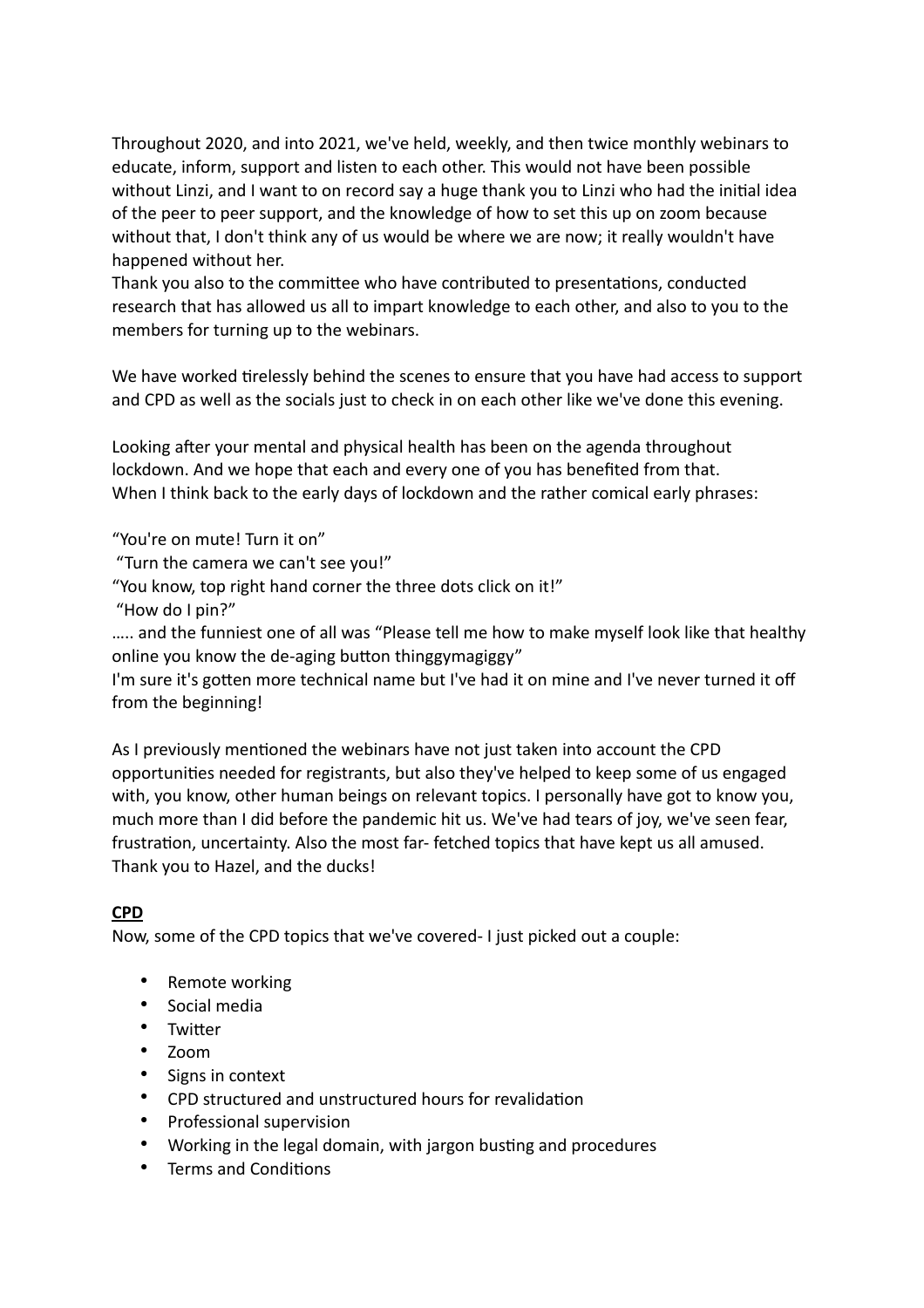Throughout 2020, and into 2021, we've held, weekly, and then twice monthly webinars to educate, inform, support and listen to each other. This would not have been possible without Linzi, and I want to on record say a huge thank you to Linzi who had the initial idea of the peer to peer support, and the knowledge of how to set this up on zoom because without that, I don't think any of us would be where we are now; it really wouldn't have happened without her.
Thank you also to the committee who have contributed to presentations, conducted research that has allowed us all to impart knowledge to each other, and also to you to the members for turning up to the webinars.

We have worked tirelessly behind the scenes to ensure that you have had access to support and CPD as well as the socials just to check in on each other like we've done this evening.

Looking after your mental and physical health has been on the agenda throughout lockdown. And we hope that each and every one of you has benefited from that.
When I think back to the early days of lockdown and the rather comical early phrases:

"You're on mute! Turn it on"
"Turn the camera we can't see you!"
"You know, top right hand corner the three dots click on it!"
"How do I pin?"
….. and the funniest one of all was "Please tell me how to make myself look like that healthy online you know the de-aging button thinggymagiggy"
I'm sure it's gotten more technical name but I've had it on mine and I've never turned it off from the beginning!

As I previously mentioned the webinars have not just taken into account the CPD opportunities needed for registrants, but also they've helped to keep some of us engaged with, you know, other human beings on relevant topics. I personally have got to know you, much more than I did before the pandemic hit us. We've had tears of joy, we've seen fear, frustration, uncertainty. Also the most far- fetched topics that have kept us all amused. Thank you to Hazel, and the ducks!

**CPD**

Now, some of the CPD topics that we've covered- I just picked out a couple:

- Remote working
- Social media
- Twitter
- Zoom
- Signs in context
- CPD structured and unstructured hours for revalidation
- Professional supervision
- Working in the legal domain, with jargon busting and procedures
- Terms and Conditions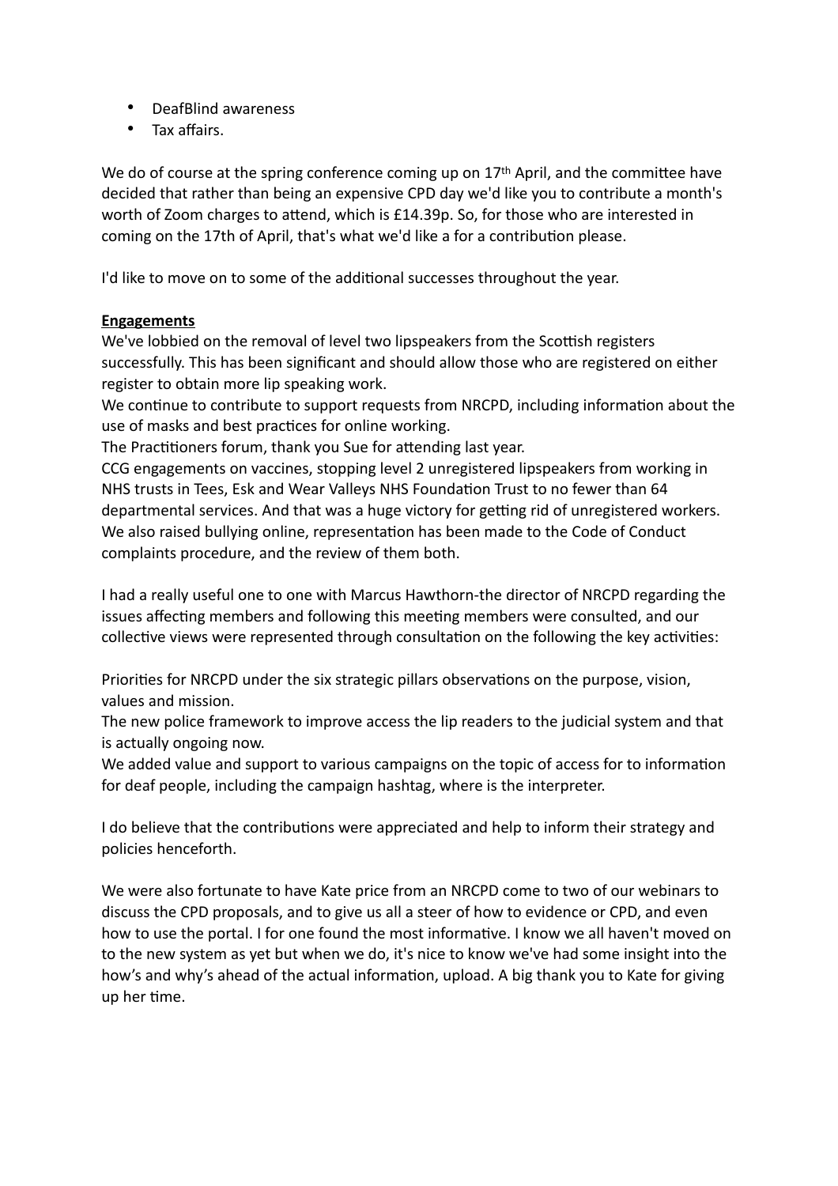- DeafBlind awareness
- Tax affairs.

We do of course at the spring conference coming up on 17th April, and the committee have decided that rather than being an expensive CPD day we'd like you to contribute a month's worth of Zoom charges to attend, which is £14.39p. So, for those who are interested in coming on the 17th of April, that's what we'd like a for a contribution please.

I'd like to move on to some of the additional successes throughout the year.

**Engagements**

We've lobbied on the removal of level two lipspeakers from the Scottish registers successfully. This has been significant and should allow those who are registered on either register to obtain more lip speaking work.
We continue to contribute to support requests from NRCPD, including information about the use of masks and best practices for online working.
The Practitioners forum, thank you Sue for attending last year.
CCG engagements on vaccines, stopping level 2 unregistered lipspeakers from working in NHS trusts in Tees, Esk and Wear Valleys NHS Foundation Trust to no fewer than 64 departmental services. And that was a huge victory for getting rid of unregistered workers.
We also raised bullying online, representation has been made to the Code of Conduct complaints procedure, and the review of them both.

I had a really useful one to one with Marcus Hawthorn-the director of NRCPD regarding the issues affecting members and following this meeting members were consulted, and our collective views were represented through consultation on the following the key activities:

Priorities for NRCPD under the six strategic pillars observations on the purpose, vision, values and mission.
The new police framework to improve access the lip readers to the judicial system and that is actually ongoing now.
We added value and support to various campaigns on the topic of access for to information for deaf people, including the campaign hashtag, where is the interpreter.

I do believe that the contributions were appreciated and help to inform their strategy and policies henceforth.

We were also fortunate to have Kate price from an NRCPD come to two of our webinars to discuss the CPD proposals, and to give us all a steer of how to evidence or CPD, and even how to use the portal. I for one found the most informative. I know we all haven't moved on to the new system as yet but when we do, it's nice to know we've had some insight into the how's and why's ahead of the actual information, upload. A big thank you to Kate for giving up her time.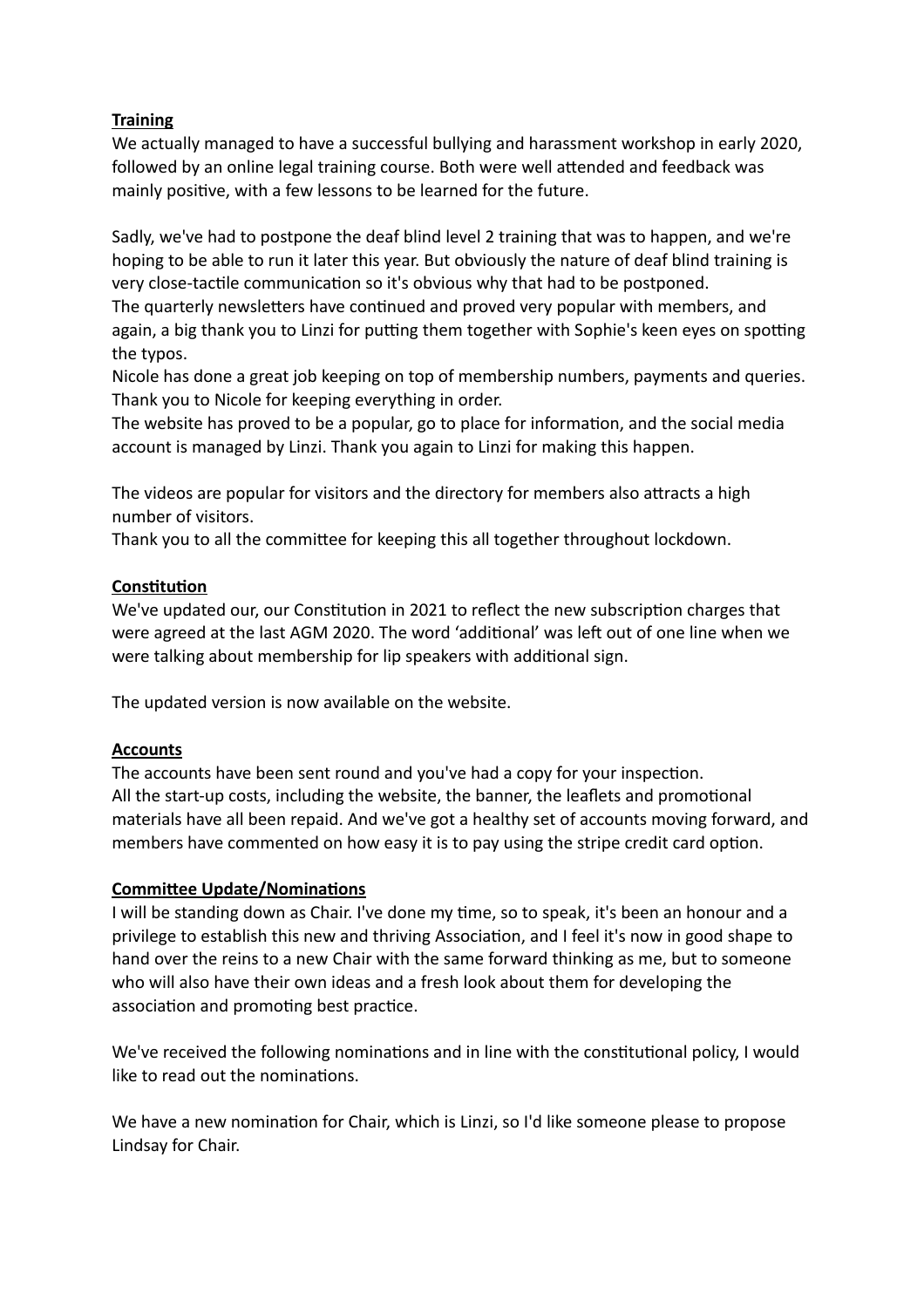**Training**

We actually managed to have a successful bullying and harassment workshop in early 2020, followed by an online legal training course. Both were well attended and feedback was mainly positive, with a few lessons to be learned for the future.

Sadly, we've had to postpone the deaf blind level 2 training that was to happen, and we're hoping to be able to run it later this year. But obviously the nature of deaf blind training is very close-tactile communication so it's obvious why that had to be postponed.
The quarterly newsletters have continued and proved very popular with members, and again, a big thank you to Linzi for putting them together with Sophie's keen eyes on spotting the typos.
Nicole has done a great job keeping on top of membership numbers, payments and queries. Thank you to Nicole for keeping everything in order.
The website has proved to be a popular, go to place for information, and the social media account is managed by Linzi. Thank you again to Linzi for making this happen.

The videos are popular for visitors and the directory for members also attracts a high number of visitors.
Thank you to all the committee for keeping this all together throughout lockdown.

**Constitution**

We've updated our, our Constitution in 2021 to reflect the new subscription charges that were agreed at the last AGM 2020. The word 'additional' was left out of one line when we were talking about membership for lip speakers with additional sign.

The updated version is now available on the website.

**Accounts**

The accounts have been sent round and you've had a copy for your inspection.
All the start-up costs, including the website, the banner, the leaflets and promotional materials have all been repaid. And we've got a healthy set of accounts moving forward, and members have commented on how easy it is to pay using the stripe credit card option.

**Committee Update/Nominations**

I will be standing down as Chair. I've done my time, so to speak, it's been an honour and a privilege to establish this new and thriving Association, and I feel it's now in good shape to hand over the reins to a new Chair with the same forward thinking as me, but to someone who will also have their own ideas and a fresh look about them for developing the association and promoting best practice.

We've received the following nominations and in line with the constitutional policy, I would like to read out the nominations.

We have a new nomination for Chair, which is Linzi, so I'd like someone please to propose Lindsay for Chair.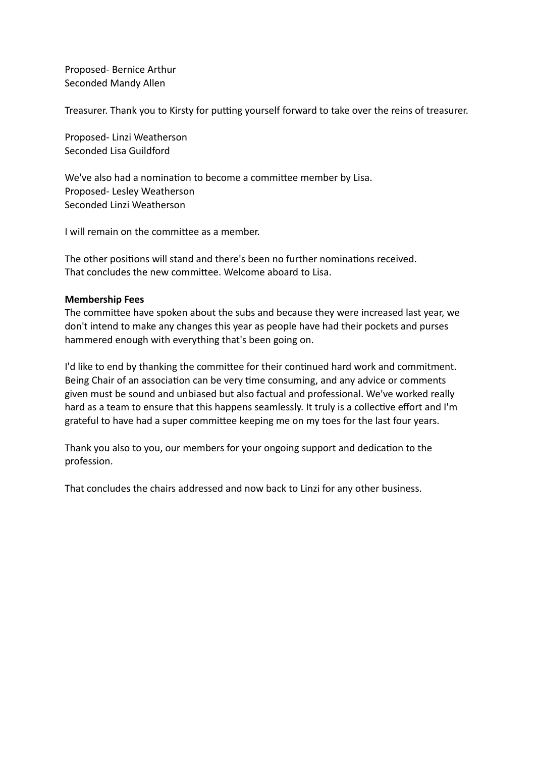Proposed- Bernice Arthur
Seconded Mandy Allen

Treasurer. Thank you to Kirsty for putting yourself forward to take over the reins of treasurer.

Proposed- Linzi Weatherson
Seconded Lisa Guildford

We've also had a nomination to become a committee member by Lisa.
Proposed- Lesley Weatherson
Seconded Linzi Weatherson

I will remain on the committee as a member.

The other positions will stand and there's been no further nominations received.
That concludes the new committee. Welcome aboard to Lisa.

**Membership Fees**
The committee have spoken about the subs and because they were increased last year, we don't intend to make any changes this year as people have had their pockets and purses hammered enough with everything that's been going on.

I'd like to end by thanking the committee for their continued hard work and commitment. Being Chair of an association can be very time consuming, and any advice or comments given must be sound and unbiased but also factual and professional. We've worked really hard as a team to ensure that this happens seamlessly. It truly is a collective effort and I'm grateful to have had a super committee keeping me on my toes for the last four years.

Thank you also to you, our members for your ongoing support and dedication to the profession.

That concludes the chairs addressed and now back to Linzi for any other business.